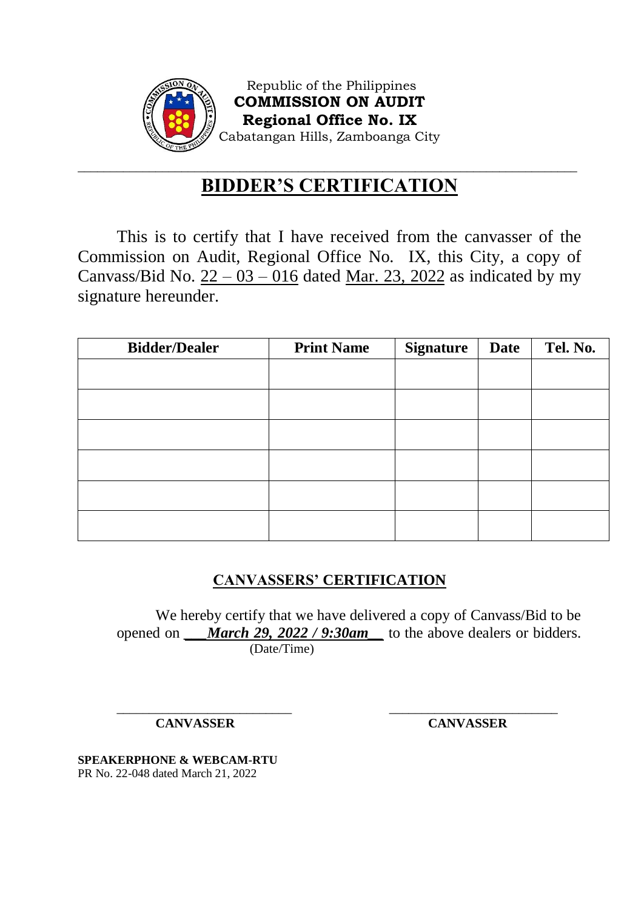Republic of the Philippines
**COMMISSION ON AUDIT**
**Regional Office No. IX**
Cabatangan Hills, Zamboanga City

# BIDDER'S CERTIFICATION

This is to certify that I have received from the canvasser of the Commission on Audit, Regional Office No. IX, this City, a copy of Canvass/Bid No. 22 – 03 – 016 dated Mar. 23, 2022 as indicated by my signature hereunder.

| Bidder/Dealer | Print Name | Signature | Date | Tel. No. |
|---|---|---|---|---|
| | | | | |
| | | | | |
| | | | | |
| | | | | |
| | | | | |
| | | | | |

## CANVASSERS' CERTIFICATION

We hereby certify that we have delivered a copy of Canvass/Bid to be opened on ***___March 29, 2022 / 9:30am__*** to the above dealers or bidders.
(Date/Time)

\_\_\_\_\_\_\_\_\_\_\_\_\_\_\_\_\_\_\_\_\_\_\_\_\_\_ \_\_\_\_\_\_\_\_\_\_\_\_\_\_\_\_\_\_\_\_\_\_\_\_\_\_
**CANVASSER** **CANVASSER**

**SPEAKERPHONE & WEBCAM-RTU**
PR No. 22-048 dated March 21, 2022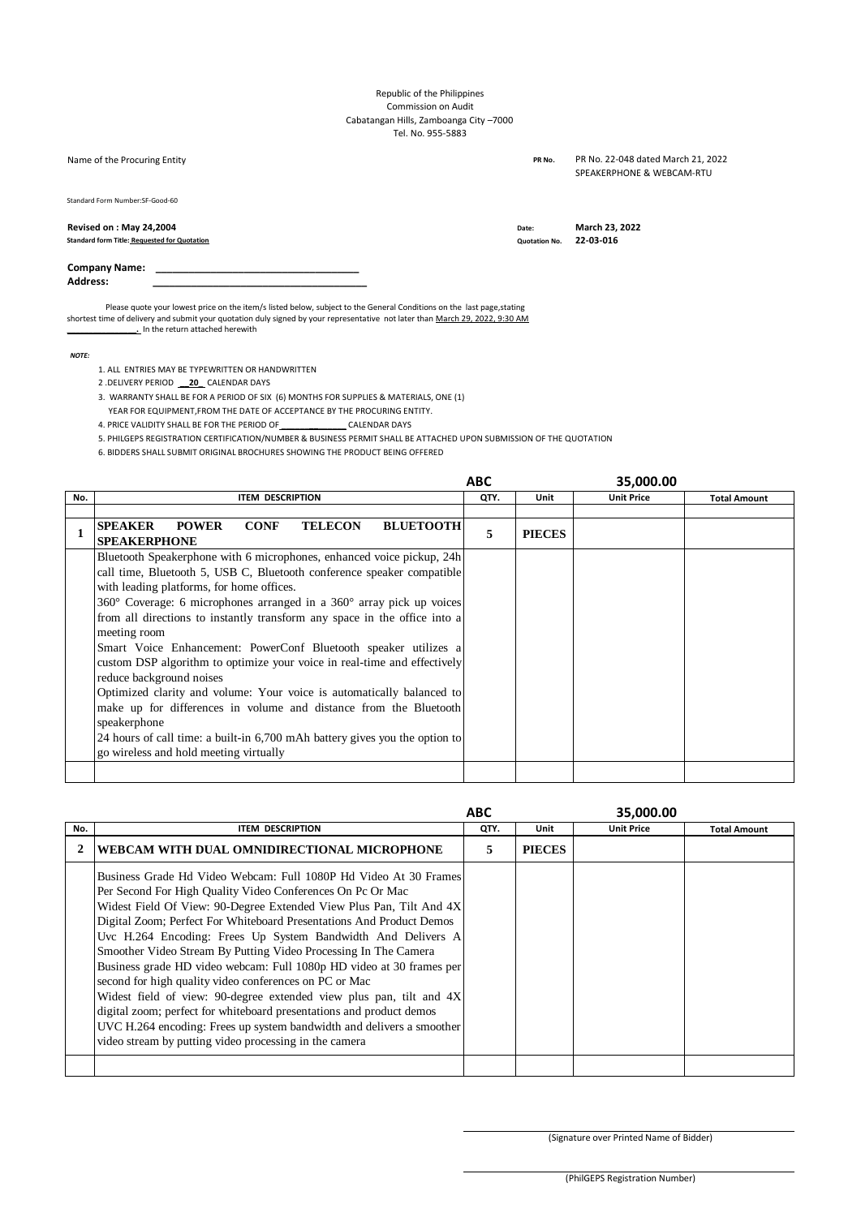Republic of the Philippines
Commission on Audit
Cabatangan Hills, Zamboanga City –7000
Tel. No. 955-5883

Name of the Procuring Entity

**PR No.** PR No. 22-048 dated March 21, 2022
SPEAKERPHONE & WEBCAM-RTU

Standard Form Number:SF-Good-60

**Revised on : May 24,2004**
**Standard form Title: Requested for Quotation**

**Date:** **March 23, 2022**
**Quotation No.** **22-03-016**

**Company Name:** ___________________________________
**Address:** ___________________________________

Please quote your lowest price on the item/s listed below, subject to the General Conditions on the last page,stating shortest time of delivery and submit your quotation duly signed by your representative not later than March 29, 2022, 9:30 AM ______________. In the return attached herewith

*NOTE:*

1. ALL ENTRIES MAY BE TYPEWRITTEN OR HANDWRITTEN
2. DELIVERY PERIOD __20__ CALENDAR DAYS
3. WARRANTY SHALL BE FOR A PERIOD OF SIX (6) MONTHS FOR SUPPLIES & MATERIALS, ONE (1) YEAR FOR EQUIPMENT,FROM THE DATE OF ACCEPTANCE BY THE PROCURING ENTITY.
4. PRICE VALIDITY SHALL BE FOR THE PERIOD OF ______________ CALENDAR DAYS
5. PHILGEPS REGISTRATION CERTIFICATION/NUMBER & BUSINESS PERMIT SHALL BE ATTACHED UPON SUBMISSION OF THE QUOTATION
6. BIDDERS SHALL SUBMIT ORIGINAL BROCHURES SHOWING THE PRODUCT BEING OFFERED

**ABC** **35,000.00**

| No. | ITEM DESCRIPTION | QTY. | Unit | Unit Price | Total Amount |
|---|---|---|---|---|---|
| 1 | **SPEAKER POWER CONF TELECON BLUETOOTH SPEAKERPHONE** | 5 | PIECES | | |
| | Bluetooth Speakerphone with 6 microphones, enhanced voice pickup, 24h call time, Bluetooth 5, USB C, Bluetooth conference speaker compatible with leading platforms, for home offices.<br>360° Coverage: 6 microphones arranged in a 360° array pick up voices from all directions to instantly transform any space in the office into a meeting room<br>Smart Voice Enhancement: PowerConf Bluetooth speaker utilizes a custom DSP algorithm to optimize your voice in real-time and effectively reduce background noises<br>Optimized clarity and volume: Your voice is automatically balanced to make up for differences in volume and distance from the Bluetooth speakerphone<br>24 hours of call time: a built-in 6,700 mAh battery gives you the option to go wireless and hold meeting virtually | | | | |
| | | | | | |

**ABC** **35,000.00**

| No. | ITEM DESCRIPTION | QTY. | Unit | Unit Price | Total Amount |
|---|---|---|---|---|---|
| 2 | **WEBCAM WITH DUAL OMNIDIRECTIONAL MICROPHONE** | 5 | PIECES | | |
| | Business Grade Hd Video Webcam: Full 1080P Hd Video At 30 Frames Per Second For High Quality Video Conferences On Pc Or Mac<br>Widest Field Of View: 90-Degree Extended View Plus Pan, Tilt And 4X Digital Zoom; Perfect For Whiteboard Presentations And Product Demos<br>Uvc H.264 Encoding: Frees Up System Bandwidth And Delivers A Smoother Video Stream By Putting Video Processing In The Camera<br>Business grade HD video webcam: Full 1080p HD video at 30 frames per second for high quality video conferences on PC or Mac<br>Widest field of view: 90-degree extended view plus pan, tilt and 4X digital zoom; perfect for whiteboard presentations and product demos<br>UVC H.264 encoding: Frees up system bandwidth and delivers a smoother video stream by putting video processing in the camera | | | | |
| | | | | | |

(Signature over Printed Name of Bidder)

(PhilGEPS Registration Number)